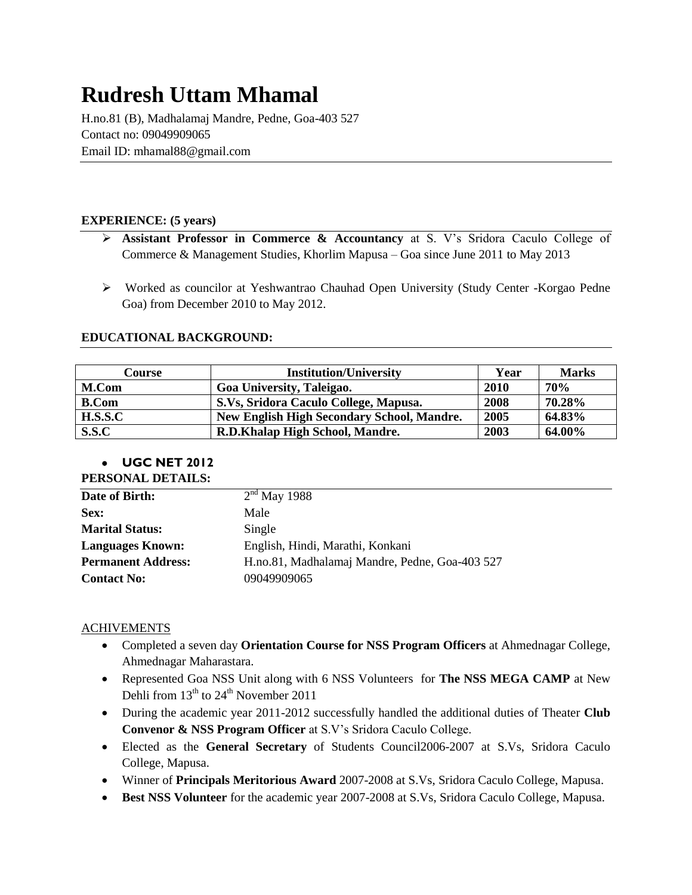# Rudresh Uttam Mhamal

H.no.81 (B), Madhalamaj Mandre, Pedne, Goa-403 527
Contact no: 09049909065
Email ID: mhamal88@gmail.com

---

## EXPERIENCE: (5 years)

- **Assistant Professor in Commerce & Accountancy** at S. V's Sridora Caculo College of Commerce & Management Studies, Khorlim Mapusa – Goa since June 2011 to May 2013
- Worked as councilor at Yeshwantrao Chauhad Open University (Study Center -Korgao Pedne Goa) from December 2010 to May 2012.

## EDUCATIONAL BACKGROUND:

| Course | Institution/University | Year | Marks |
|---|---|---|---|
| **M.Com** | **Goa University, Taleigao.** | **2010** | **70%** |
| **B.Com** | **S.Vs, Sridora Caculo College, Mapusa.** | **2008** | **70.28%** |
| **H.S.S.C** | **New English High Secondary School, Mandre.** | **2005** | **64.83%** |
| **S.S.C** | **R.D.Khalap High School, Mandre.** | **2003** | **64.00%** |

- **UGC NET 2012**

## PERSONAL DETAILS:

| | |
|---|---|
| **Date of Birth:** | 2nd May 1988 |
| **Sex:** | Male |
| **Marital Status:** | Single |
| **Languages Known:** | English, Hindi, Marathi, Konkani |
| **Permanent Address:** | H.no.81, Madhalamaj Mandre, Pedne, Goa-403 527 |
| **Contact No:** | 09049909065 |

## ACHIVEMENTS

- Completed a seven day **Orientation Course for NSS Program Officers** at Ahmednagar College, Ahmednagar Maharastara.
- Represented Goa NSS Unit along with 6 NSS Volunteers for **The NSS MEGA CAMP** at New Dehli from 13th to 24th November 2011
- During the academic year 2011-2012 successfully handled the additional duties of Theater **Club Convenor & NSS Program Officer** at S.V's Sridora Caculo College.
- Elected as the **General Secretary** of Students Council2006-2007 at S.Vs, Sridora Caculo College, Mapusa.
- Winner of **Principals Meritorious Award** 2007-2008 at S.Vs, Sridora Caculo College, Mapusa.
- **Best NSS Volunteer** for the academic year 2007-2008 at S.Vs, Sridora Caculo College, Mapusa.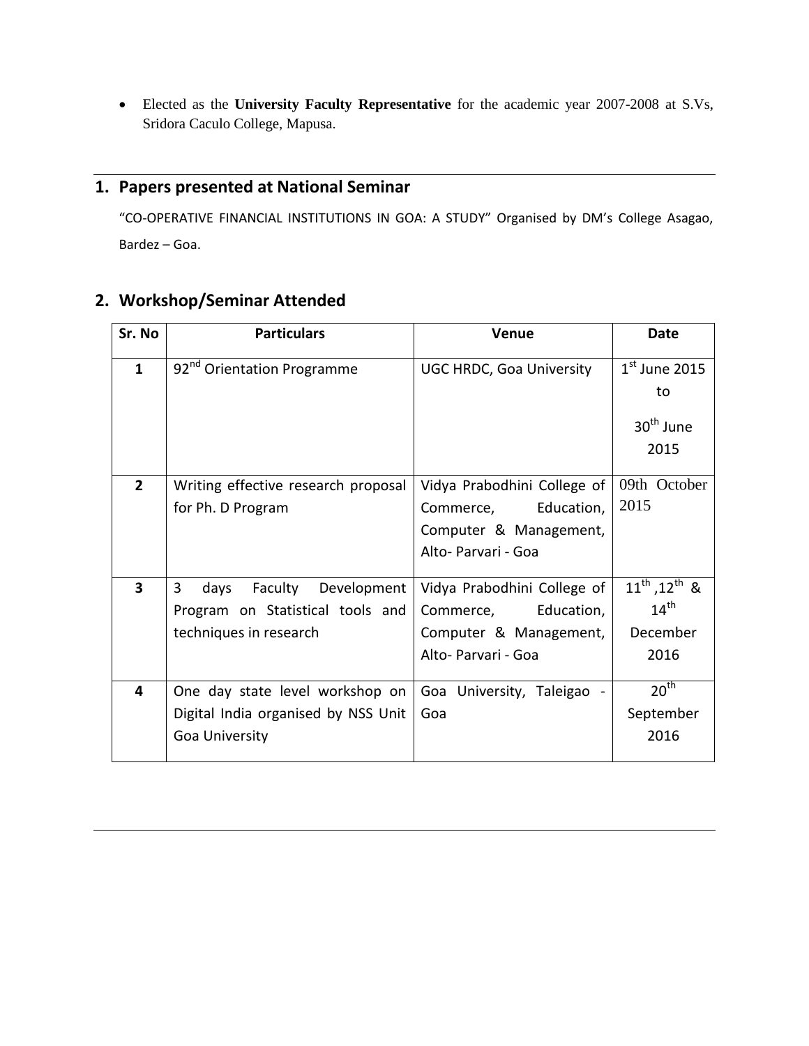- Elected as the **University Faculty Representative** for the academic year 2007-2008 at S.Vs, Sridora Caculo College, Mapusa.

---

## 1. Papers presented at National Seminar

"CO-OPERATIVE FINANCIAL INSTITUTIONS IN GOA: A STUDY" Organised by DM's College Asagao, Bardez – Goa.

## 2. Workshop/Seminar Attended

| Sr. No | Particulars | Venue | Date |
|---|---|---|---|
| **1** | 92nd Orientation Programme | UGC HRDC, Goa University | 1st June 2015 to 30th June 2015 |
| **2** | Writing effective research proposal for Ph. D Program | Vidya Prabodhini College of Commerce, Education, Computer & Management, Alto- Parvari - Goa | 09th October 2015 |
| **3** | 3 days Faculty Development Program on Statistical tools and techniques in research | Vidya Prabodhini College of Commerce, Education, Computer & Management, Alto- Parvari - Goa | 11th ,12th & 14th December 2016 |
| **4** | One day state level workshop on Digital India organised by NSS Unit Goa University | Goa University, Taleigao - Goa | 20th September 2016 |

---